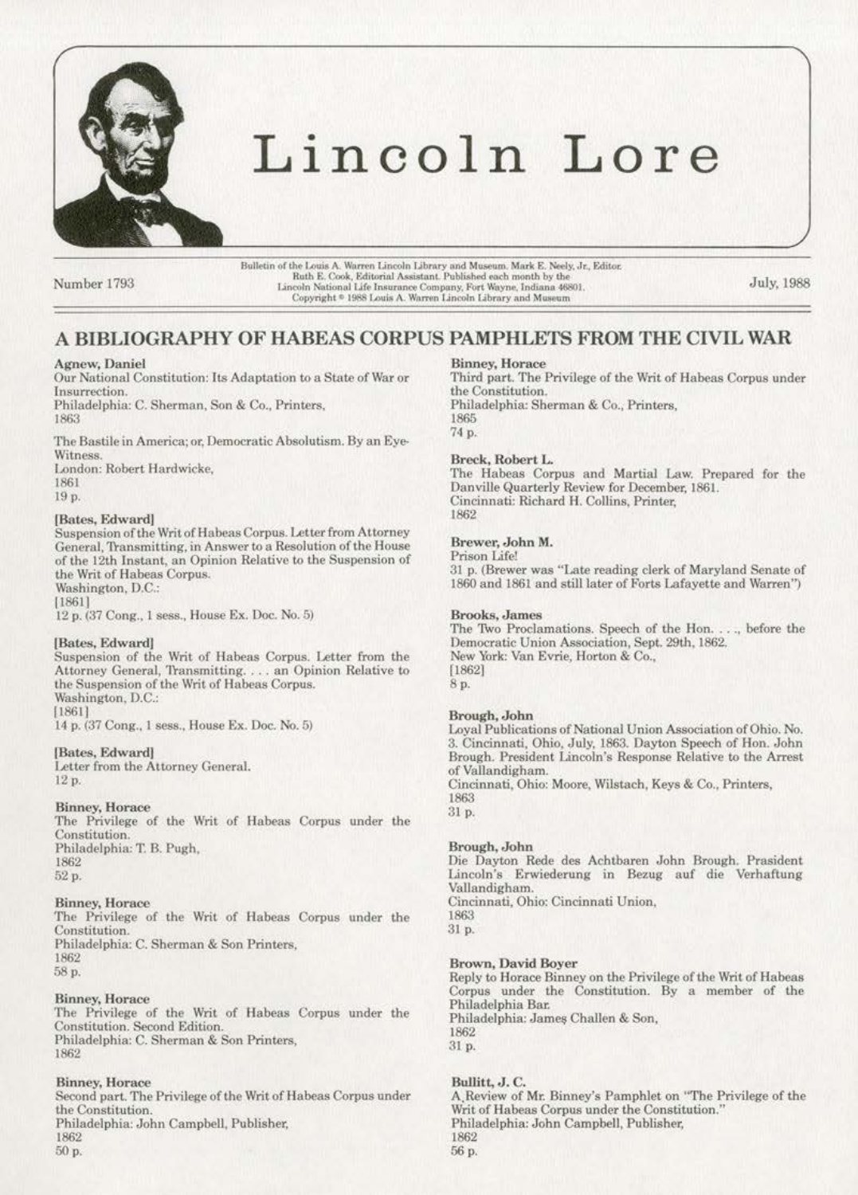# Lincoln Lore

Bulletin of the Louis A. Warren Lincoln Library and Museum. Mark E. Neely, Jr., Editor. Ruth E. Cook, Editorial Assistant. Published each month by the Lincoln National Life Insurance Company, Fort Wayne, Indiana 46801. Copyright © 1988 Louis A. Warren Lincoln Library and Museum

Number 1793

July, 1988

## A BIBLIOGRAPHY OF HABEAS CORPUS PAMPHLETS FROM THE CIVIL WAR

**Agnew, Daniel**
Our National Constitution: Its Adaptation to a State of War or Insurrection.
Philadelphia: C. Sherman, Son & Co., Printers,
1863

The Bastile in America; or, Democratic Absolutism. By an Eye-Witness.
London: Robert Hardwicke,
1861
19 p.

**[Bates, Edward]**
Suspension of the Writ of Habeas Corpus. Letter from Attorney General, Transmitting, in Answer to a Resolution of the House of the 12th Instant, an Opinion Relative to the Suspension of the Writ of Habeas Corpus.
Washington, D.C.:
[1861]
12 p. (37 Cong., 1 sess., House Ex. Doc. No. 5)

**[Bates, Edward]**
Suspension of the Writ of Habeas Corpus. Letter from the Attorney General, Transmitting. . . . an Opinion Relative to the Suspension of the Writ of Habeas Corpus.
Washington, D.C.:
[1861]
14 p. (37 Cong., 1 sess., House Ex. Doc. No. 5)

**[Bates, Edward]**
Letter from the Attorney General.
12 p.

**Binney, Horace**
The Privilege of the Writ of Habeas Corpus under the Constitution.
Philadelphia: T. B. Pugh,
1862
52 p.

**Binney, Horace**
The Privilege of the Writ of Habeas Corpus under the Constitution.
Philadelphia: C. Sherman & Son Printers,
1862
58 p.

**Binney, Horace**
The Privilege of the Writ of Habeas Corpus under the Constitution. Second Edition.
Philadelphia: C. Sherman & Son Printers,
1862

**Binney, Horace**
Second part. The Privilege of the Writ of Habeas Corpus under the Constitution.
Philadelphia: John Campbell, Publisher,
1862
50 p.

**Binney, Horace**
Third part. The Privilege of the Writ of Habeas Corpus under the Constitution.
Philadelphia: Sherman & Co., Printers,
1865
74 p.

**Breck, Robert L.**
The Habeas Corpus and Martial Law. Prepared for the Danville Quarterly Review for December, 1861.
Cincinnati: Richard H. Collins, Printer,
1862

**Brewer, John M.**
Prison Life!
31 p. (Brewer was "Late reading clerk of Maryland Senate of 1860 and 1861 and still later of Forts Lafayette and Warren")

**Brooks, James**
The Two Proclamations. Speech of the Hon. . . ., before the Democratic Union Association, Sept. 29th, 1862.
New York: Van Evrie, Horton & Co.,
[1862]
8 p.

**Brough, John**
Loyal Publications of National Union Association of Ohio. No. 3. Cincinnati, Ohio, July, 1863. Dayton Speech of Hon. John Brough. President Lincoln's Response Relative to the Arrest of Vallandigham.
Cincinnati, Ohio: Moore, Wilstach, Keys & Co., Printers,
1863
31 p.

**Brough, John**
Die Dayton Rede des Achtbaren John Brough. Prasident Lincoln's Erwiederung in Bezug auf die Verhaftung Vallandigham.
Cincinnati, Ohio: Cincinnati Union,
1863
31 p.

**Brown, David Boyer**
Reply to Horace Binney on the Privilege of the Writ of Habeas Corpus under the Constitution. By a member of the Philadelphia Bar.
Philadelphia: James Challen & Son,
1862
31 p.

**Bullitt, J. C.**
A Review of Mr. Binney's Pamphlet on "The Privilege of the Writ of Habeas Corpus under the Constitution."
Philadelphia: John Campbell, Publisher,
1862
56 p.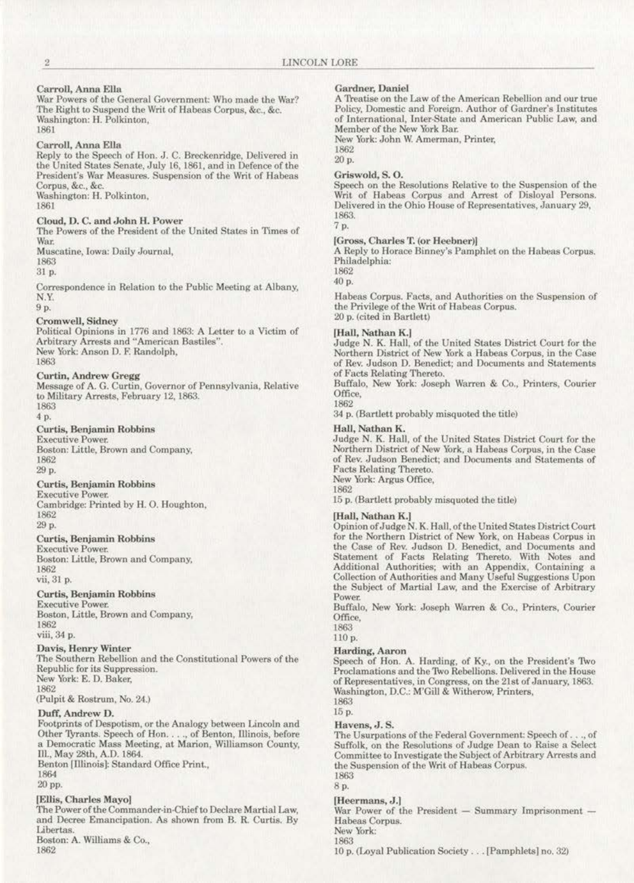**Carroll, Anna Ella**
War Powers of the General Government: Who made the War? The Right to Suspend the Writ of Habeas Corpus, &c., &c.
Washington: H. Polkinton,
1861

**Carroll, Anna Ella**
Reply to the Speech of Hon. J. C. Breckenridge, Delivered in the United States Senate, July 16, 1861, and in Defence of the President's War Measures. Suspension of the Writ of Habeas Corpus, &c., &c.
Washington: H. Polkinton,
1861

**Cloud, D. C. and John H. Power**
The Powers of the President of the United States in Times of War.
Muscatine, Iowa: Daily Journal,
1863
31 p.

Correspondence in Relation to the Public Meeting at Albany, N.Y.
9 p.

**Cromwell, Sidney**
Political Opinions in 1776 and 1863: A Letter to a Victim of Arbitrary Arrests and "American Bastiles".
New York: Anson D. F. Randolph,
1863

**Curtin, Andrew Gregg**
Message of A. G. Curtin, Governor of Pennsylvania, Relative to Military Arrests, February 12, 1863.
1863
4 p.

**Curtis, Benjamin Robbins**
Executive Power.
Boston: Little, Brown and Company,
1862
29 p.

**Curtis, Benjamin Robbins**
Executive Power.
Cambridge: Printed by H. O. Houghton,
1862
29 p.

**Curtis, Benjamin Robbins**
Executive Power.
Boston: Little, Brown and Company,
1862
vii, 31 p.

**Curtis, Benjamin Robbins**
Executive Power.
Boston, Little, Brown and Company,
1862
viii, 34 p.

**Davis, Henry Winter**
The Southern Rebellion and the Constitutional Powers of the Republic for its Suppression.
New York: E. D. Baker,
1862
(Pulpit & Rostrum, No. 24.)

**Duff, Andrew D.**
Footprints of Despotism, or the Analogy between Lincoln and Other Tyrants. Speech of Hon. . . ., of Benton, Illinois, before a Democratic Mass Meeting, at Marion, Williamson County, Ill., May 28th, A.D. 1864.
Benton [Illinois]: Standard Office Print.,
1864
20 pp.

**[Ellis, Charles Mayo]**
The Power of the Commander-in-Chief to Declare Martial Law, and Decree Emancipation. As shown from B. R. Curtis. By Libertas.
Boston: A. Williams & Co.,
1862

**Gardner, Daniel**
A Treatise on the Law of the American Rebellion and our true Policy, Domestic and Foreign. Author of Gardner's Institutes of International, Inter-State and American Public Law, and Member of the New York Bar.
New York: John W. Amerman, Printer,
1862
20 p.

**Griswold, S. O.**
Speech on the Resolutions Relative to the Suspension of the Writ of Habeas Corpus and Arrest of Disloyal Persons. Delivered in the Ohio House of Representatives, January 29, 1863.
7 p.

**[Gross, Charles T. (or Heebner)]**
A Reply to Horace Binney's Pamphlet on the Habeas Corpus.
Philadelphia:
1862
40 p.

Habeas Corpus. Facts, and Authorities on the Suspension of the Privilege of the Writ of Habeas Corpus.
20 p. (cited in Bartlett)

**[Hall, Nathan K.]**
Judge N. K. Hall, of the United States District Court for the Northern District of New York a Habeas Corpus, in the Case of Rev. Judson D. Benedict; and Documents and Statements of Facts Relating Thereto.
Buffalo, New York: Joseph Warren & Co., Printers, Courier Office,
1862
34 p. (Bartlett probably misquoted the title)

**Hall, Nathan K.**
Judge N. K. Hall, of the United States District Court for the Northern District of New York, a Habeas Corpus, in the Case of Rev. Judson Benedict; and Documents and Statements of Facts Relating Thereto.
New York: Argus Office,
1862
15 p. (Bartlett probably misquoted the title)

**[Hall, Nathan K.]**
Opinion of Judge N. K. Hall, of the United States District Court for the Northern District of New York, on Habeas Corpus in the Case of Rev. Judson D. Benedict, and Documents and Statement of Facts Relating Thereto. With Notes and Additional Authorities; with an Appendix, Containing a Collection of Authorities and Many Useful Suggestions Upon the Subject of Martial Law, and the Exercise of Arbitrary Power.
Buffalo, New York: Joseph Warren & Co., Printers, Courier Office,
1863
110 p.

**Harding, Aaron**
Speech of Hon. A. Harding, of Ky., on the President's Two Proclamations and the Two Rebellions. Delivered in the House of Representatives, in Congress, on the 21st of January, 1863.
Washington, D.C.: M'Gill & Witherow, Printers,
1863
15 p.

**Havens, J. S.**
The Usurpations of the Federal Government: Speech of . . ., of Suffolk, on the Resolutions of Judge Dean to Raise a Select Committee to Investigate the Subject of Arbitrary Arrests and the Suspension of the Writ of Habeas Corpus.
1863
8 p.

**[Heermans, J.]**
War Power of the President — Summary Imprisonment — Habeas Corpus.
New York:
1863
10 p. (Loyal Publication Society . . . [Pamphlets] no. 32)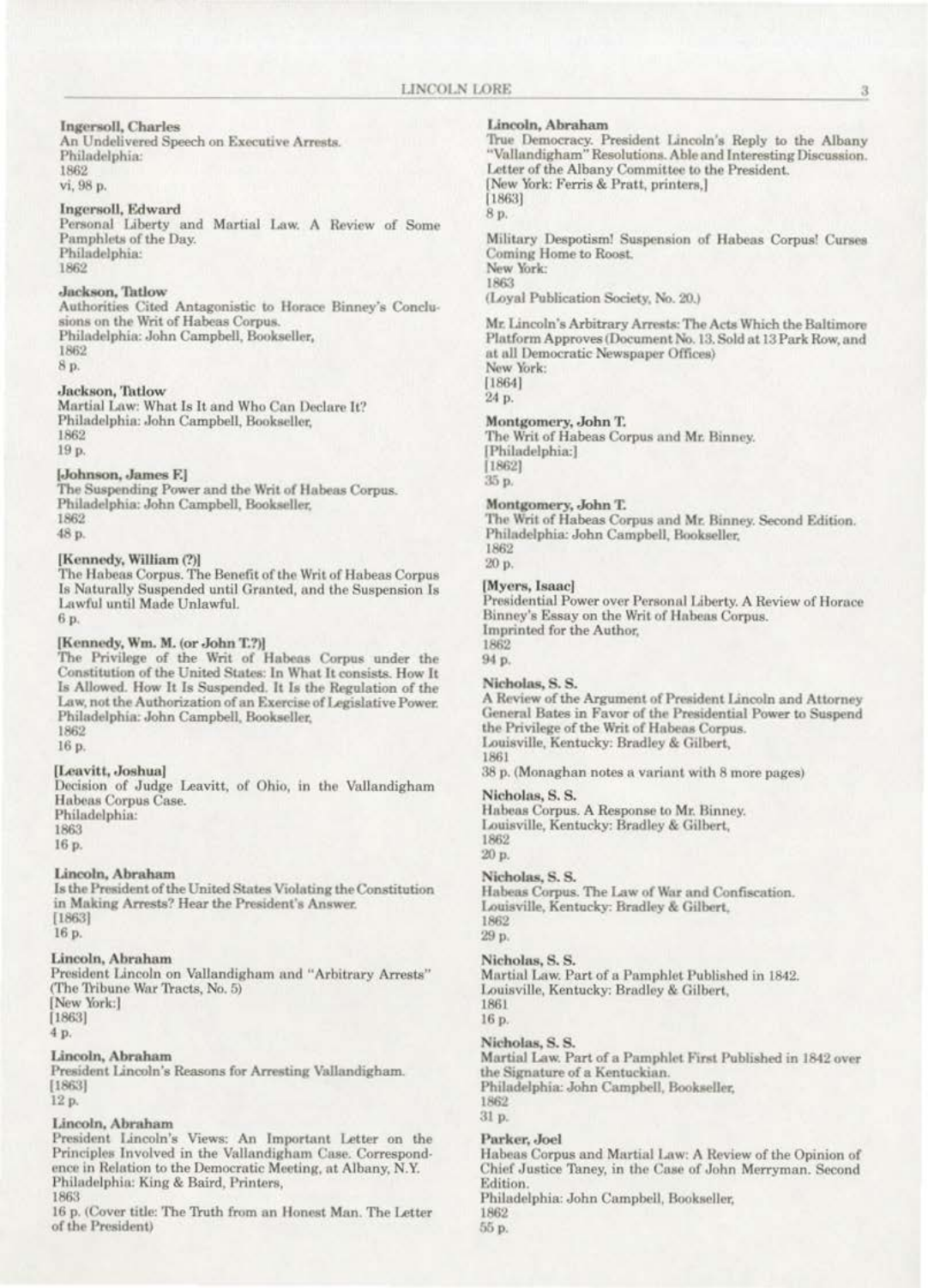**Ingersoll, Charles**
An Undelivered Speech on Executive Arrests.
Philadelphia:
1862
vi, 98 p.

**Ingersoll, Edward**
Personal Liberty and Martial Law. A Review of Some Pamphlets of the Day.
Philadelphia:
1862

**Jackson, Tatlow**
Authorities Cited Antagonistic to Horace Binney's Conclusions on the Writ of Habeas Corpus.
Philadelphia: John Campbell, Bookseller,
1862
8 p.

**Jackson, Tatlow**
Martial Law: What Is It and Who Can Declare It?
Philadelphia: John Campbell, Bookseller,
1862
19 p.

**[Johnson, James F.]**
The Suspending Power and the Writ of Habeas Corpus.
Philadelphia: John Campbell, Bookseller,
1862
48 p.

**[Kennedy, William (?)]**
The Habeas Corpus. The Benefit of the Writ of Habeas Corpus Is Naturally Suspended until Granted, and the Suspension Is Lawful until Made Unlawful.
6 p.

**[Kennedy, Wm. M. (or John T.?)]**
The Privilege of the Writ of Habeas Corpus under the Constitution of the United States: In What It consists. How It Is Allowed. How It Is Suspended. It Is the Regulation of the Law, not the Authorization of an Exercise of Legislative Power.
Philadelphia: John Campbell, Bookseller,
1862
16 p.

**[Leavitt, Joshua]**
Decision of Judge Leavitt, of Ohio, in the Vallandigham Habeas Corpus Case.
Philadelphia:
1863
16 p.

**Lincoln, Abraham**
Is the President of the United States Violating the Constitution in Making Arrests? Hear the President's Answer.
[1863]
16 p.

**Lincoln, Abraham**
President Lincoln on Vallandigham and "Arbitrary Arrests" (The Tribune War Tracts, No. 5)
[New York:]
[1863]
4 p.

**Lincoln, Abraham**
President Lincoln's Reasons for Arresting Vallandigham.
[1863]
12 p.

**Lincoln, Abraham**
President Lincoln's Views: An Important Letter on the Principles Involved in the Vallandigham Case. Correspondence in Relation to the Democratic Meeting, at Albany, N.Y.
Philadelphia: King & Baird, Printers,
1863
16 p. (Cover title: The Truth from an Honest Man. The Letter of the President)

**Lincoln, Abraham**
True Democracy. President Lincoln's Reply to the Albany "Vallandigham" Resolutions. Able and Interesting Discussion. Letter of the Albany Committee to the President.
[New York: Ferris & Pratt, printers,]
[1863]
8 p.

Military Despotism! Suspension of Habeas Corpus! Curses Coming Home to Roost.
New York:
1863
(Loyal Publication Society, No. 20.)

Mr. Lincoln's Arbitrary Arrests: The Acts Which the Baltimore Platform Approves (Document No. 13. Sold at 13 Park Row, and at all Democratic Newspaper Offices)
New York:
[1864]
24 p.

**Montgomery, John T.**
The Writ of Habeas Corpus and Mr. Binney.
[Philadelphia:]
[1862]
35 p.

**Montgomery, John T.**
The Writ of Habeas Corpus and Mr. Binney. Second Edition.
Philadelphia: John Campbell, Bookseller,
1862
20 p.

**[Myers, Isaac]**
Presidential Power over Personal Liberty. A Review of Horace Binney's Essay on the Writ of Habeas Corpus.
Imprinted for the Author,
1862
94 p.

**Nicholas, S. S.**
A Review of the Argument of President Lincoln and Attorney General Bates in Favor of the Presidential Power to Suspend the Privilege of the Writ of Habeas Corpus.
Louisville, Kentucky: Bradley & Gilbert,
1861
38 p. (Monaghan notes a variant with 8 more pages)

**Nicholas, S. S.**
Habeas Corpus. A Response to Mr. Binney.
Louisville, Kentucky: Bradley & Gilbert,
1862
20 p.

**Nicholas, S. S.**
Habeas Corpus. The Law of War and Confiscation.
Louisville, Kentucky: Bradley & Gilbert,
1862
29 p.

**Nicholas, S. S.**
Martial Law. Part of a Pamphlet Published in 1842.
Louisville, Kentucky: Bradley & Gilbert,
1861
16 p.

**Nicholas, S. S.**
Martial Law. Part of a Pamphlet First Published in 1842 over the Signature of a Kentuckian.
Philadelphia: John Campbell, Bookseller,
1862
31 p.

**Parker, Joel**
Habeas Corpus and Martial Law: A Review of the Opinion of Chief Justice Taney, in the Case of John Merryman. Second Edition.
Philadelphia: John Campbell, Bookseller,
1862
55 p.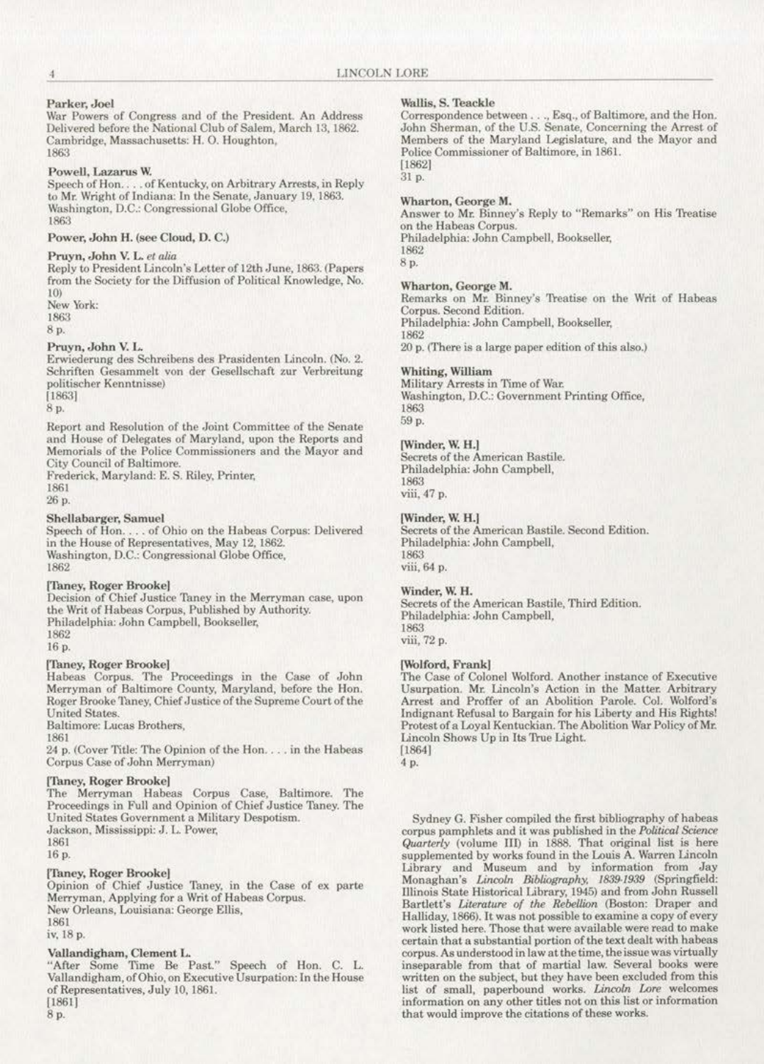**Parker, Joel**
War Powers of Congress and of the President. An Address Delivered before the National Club of Salem, March 13, 1862.
Cambridge, Massachusetts: H. O. Houghton,
1863

**Powell, Lazarus W.**
Speech of Hon. . . . of Kentucky, on Arbitrary Arrests, in Reply to Mr. Wright of Indiana: In the Senate, January 19, 1863.
Washington, D.C.: Congressional Globe Office,
1863

**Power, John H. (see Cloud, D. C.)**

**Pruyn, John V. L.** *et alia*
Reply to President Lincoln's Letter of 12th June, 1863. (Papers from the Society for the Diffusion of Political Knowledge, No. 10)
New York:
1863
8 p.

**Pruyn, John V. L.**
Erwiederung des Schreibens des Prasidenten Lincoln. (No. 2. Schriften Gesammelt von der Gesellschaft zur Verbreitung politischer Kenntnisse)
[1863]
8 p.

Report and Resolution of the Joint Committee of the Senate and House of Delegates of Maryland, upon the Reports and Memorials of the Police Commissioners and the Mayor and City Council of Baltimore.
Frederick, Maryland: E. S. Riley, Printer,
1861
26 p.

**Shellabarger, Samuel**
Speech of Hon. . . . of Ohio on the Habeas Corpus: Delivered in the House of Representatives, May 12, 1862.
Washington, D.C.: Congressional Globe Office,
1862

**[Taney, Roger Brooke]**
Decision of Chief Justice Taney in the Merryman case, upon the Writ of Habeas Corpus, Published by Authority.
Philadelphia: John Campbell, Bookseller,
1862
16 p.

**[Taney, Roger Brooke]**
Habeas Corpus. The Proceedings in the Case of John Merryman of Baltimore County, Maryland, before the Hon. Roger Brooke Taney, Chief Justice of the Supreme Court of the United States.
Baltimore: Lucas Brothers,
1861
24 p. (Cover Title: The Opinion of the Hon. . . . in the Habeas Corpus Case of John Merryman)

**[Taney, Roger Brooke]**
The Merryman Habeas Corpus Case, Baltimore. The Proceedings in Full and Opinion of Chief Justice Taney. The United States Government a Military Despotism.
Jackson, Mississippi: J. L. Power,
1861
16 p.

**[Taney, Roger Brooke]**
Opinion of Chief Justice Taney, in the Case of ex parte Merryman, Applying for a Writ of Habeas Corpus.
New Orleans, Louisiana: George Ellis,
1861
iv, 18 p.

**Vallandigham, Clement L.**
"After Some Time Be Past." Speech of Hon. C. L. Vallandigham, of Ohio, on Executive Usurpation: In the House of Representatives, July 10, 1861.
[1861]
8 p.

**Wallis, S. Teackle**
Correspondence between . . ., Esq., of Baltimore, and the Hon. John Sherman, of the U.S. Senate, Concerning the Arrest of Members of the Maryland Legislature, and the Mayor and Police Commissioner of Baltimore, in 1861.
[1862]
31 p.

**Wharton, George M.**
Answer to Mr. Binney's Reply to "Remarks" on His Treatise on the Habeas Corpus.
Philadelphia: John Campbell, Bookseller,
1862
8 p.

**Wharton, George M.**
Remarks on Mr. Binney's Treatise on the Writ of Habeas Corpus. Second Edition.
Philadelphia: John Campbell, Bookseller,
1862
20 p. (There is a large paper edition of this also.)

**Whiting, William**
Military Arrests in Time of War.
Washington, D.C.: Government Printing Office,
1863
59 p.

**[Winder, W. H.]**
Secrets of the American Bastile.
Philadelphia: John Campbell,
1863
viii, 47 p.

**[Winder, W. H.]**
Secrets of the American Bastile. Second Edition.
Philadelphia: John Campbell,
1863
viii, 64 p.

**Winder, W. H.**
Secrets of the American Bastile, Third Edition.
Philadelphia: John Campbell,
1863
viii, 72 p.

**[Wolford, Frank]**
The Case of Colonel Wolford. Another instance of Executive Usurpation. Mr. Lincoln's Action in the Matter. Arbitrary Arrest and Proffer of an Abolition Parole. Col. Wolford's Indignant Refusal to Bargain for his Liberty and His Rights! Protest of a Loyal Kentuckian. The Abolition War Policy of Mr. Lincoln Shows Up in Its True Light.
[1864]
4 p.

Sydney G. Fisher compiled the first bibliography of habeas corpus pamphlets and it was published in the *Political Science Quarterly* (volume III) in 1888. That original list is here supplemented by works found in the Louis A. Warren Lincoln Library and Museum and by information from Jay Monaghan's *Lincoln Bibliography, 1839-1939* (Springfield: Illinois State Historical Library, 1945) and from John Russell Bartlett's *Literature of the Rebellion* (Boston: Draper and Halliday, 1866). It was not possible to examine a copy of every work listed here. Those that were available were read to make certain that a substantial portion of the text dealt with habeas corpus. As understood in law at the time, the issue was virtually inseparable from that of martial law. Several books were written on the subject, but they have been excluded from this list of small, paperbound works. *Lincoln Lore* welcomes information on any other titles not on this list or information that would improve the citations of these works.